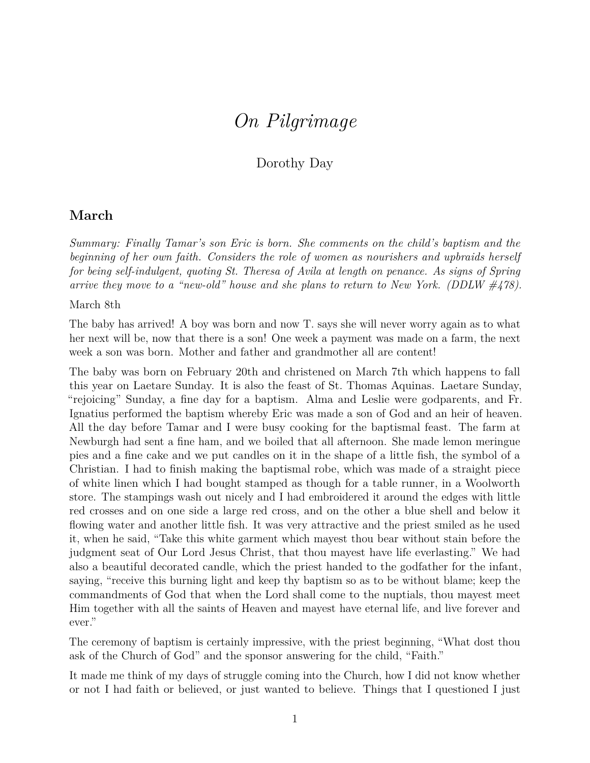# *On Pilgrimage*

Dorothy Day

## March

*Summary: Finally Tamar's son Eric is born. She comments on the child's baptism and the beginning of her own faith. Considers the role of women as nourishers and upbraids herself for being self-indulgent, quoting St. Theresa of Avila at length on penance. As signs of Spring arrive they move to a "new-old" house and she plans to return to New York. (DDLW #478).*

March 8th

The baby has arrived! A boy was born and now T. says she will never worry again as to what her next will be, now that there is a son! One week a payment was made on a farm, the next week a son was born. Mother and father and grandmother all are content!

The baby was born on February 20th and christened on March 7th which happens to fall this year on Laetare Sunday. It is also the feast of St. Thomas Aquinas. Laetare Sunday, "rejoicing" Sunday, a fine day for a baptism. Alma and Leslie were godparents, and Fr. Ignatius performed the baptism whereby Eric was made a son of God and an heir of heaven. All the day before Tamar and I were busy cooking for the baptismal feast. The farm at Newburgh had sent a fine ham, and we boiled that all afternoon. She made lemon meringue pies and a fine cake and we put candles on it in the shape of a little fish, the symbol of a Christian. I had to finish making the baptismal robe, which was made of a straight piece of white linen which I had bought stamped as though for a table runner, in a Woolworth store. The stampings wash out nicely and I had embroidered it around the edges with little red crosses and on one side a large red cross, and on the other a blue shell and below it flowing water and another little fish. It was very attractive and the priest smiled as he used it, when he said, "Take this white garment which mayest thou bear without stain before the judgment seat of Our Lord Jesus Christ, that thou mayest have life everlasting." We had also a beautiful decorated candle, which the priest handed to the godfather for the infant, saying, "receive this burning light and keep thy baptism so as to be without blame; keep the commandments of God that when the Lord shall come to the nuptials, thou mayest meet Him together with all the saints of Heaven and mayest have eternal life, and live forever and ever."

The ceremony of baptism is certainly impressive, with the priest beginning, "What dost thou ask of the Church of God" and the sponsor answering for the child, "Faith."

It made me think of my days of struggle coming into the Church, how I did not know whether or not I had faith or believed, or just wanted to believe. Things that I questioned I just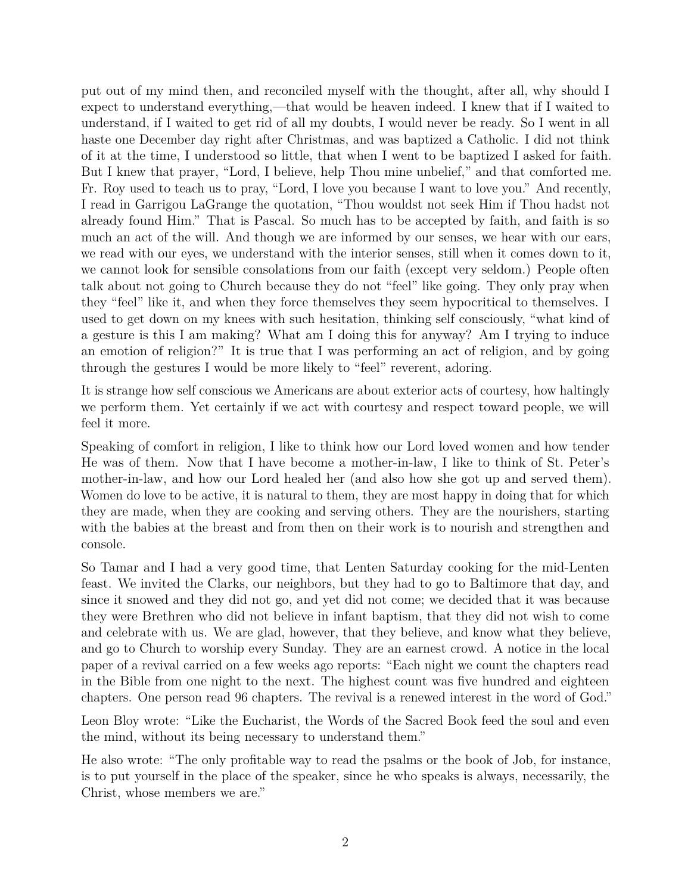put out of my mind then, and reconciled myself with the thought, after all, why should I expect to understand everything,—that would be heaven indeed. I knew that if I waited to understand, if I waited to get rid of all my doubts, I would never be ready. So I went in all haste one December day right after Christmas, and was baptized a Catholic. I did not think of it at the time, I understood so little, that when I went to be baptized I asked for faith. But I knew that prayer, "Lord, I believe, help Thou mine unbelief," and that comforted me. Fr. Roy used to teach us to pray, "Lord, I love you because I want to love you." And recently, I read in Garrigou LaGrange the quotation, "Thou wouldst not seek Him if Thou hadst not already found Him." That is Pascal. So much has to be accepted by faith, and faith is so much an act of the will. And though we are informed by our senses, we hear with our ears, we read with our eyes, we understand with the interior senses, still when it comes down to it, we cannot look for sensible consolations from our faith (except very seldom.) People often talk about not going to Church because they do not "feel" like going. They only pray when they "feel" like it, and when they force themselves they seem hypocritical to themselves. I used to get down on my knees with such hesitation, thinking self consciously, "what kind of a gesture is this I am making? What am I doing this for anyway? Am I trying to induce an emotion of religion?" It is true that I was performing an act of religion, and by going through the gestures I would be more likely to "feel" reverent, adoring.

It is strange how self conscious we Americans are about exterior acts of courtesy, how haltingly we perform them. Yet certainly if we act with courtesy and respect toward people, we will feel it more.

Speaking of comfort in religion, I like to think how our Lord loved women and how tender He was of them. Now that I have become a mother-in-law, I like to think of St. Peter's mother-in-law, and how our Lord healed her (and also how she got up and served them). Women do love to be active, it is natural to them, they are most happy in doing that for which they are made, when they are cooking and serving others. They are the nourishers, starting with the babies at the breast and from then on their work is to nourish and strengthen and console.

So Tamar and I had a very good time, that Lenten Saturday cooking for the mid-Lenten feast. We invited the Clarks, our neighbors, but they had to go to Baltimore that day, and since it snowed and they did not go, and yet did not come; we decided that it was because they were Brethren who did not believe in infant baptism, that they did not wish to come and celebrate with us. We are glad, however, that they believe, and know what they believe, and go to Church to worship every Sunday. They are an earnest crowd. A notice in the local paper of a revival carried on a few weeks ago reports: "Each night we count the chapters read in the Bible from one night to the next. The highest count was five hundred and eighteen chapters. One person read 96 chapters. The revival is a renewed interest in the word of God."

Leon Bloy wrote: "Like the Eucharist, the Words of the Sacred Book feed the soul and even the mind, without its being necessary to understand them."

He also wrote: "The only profitable way to read the psalms or the book of Job, for instance, is to put yourself in the place of the speaker, since he who speaks is always, necessarily, the Christ, whose members we are."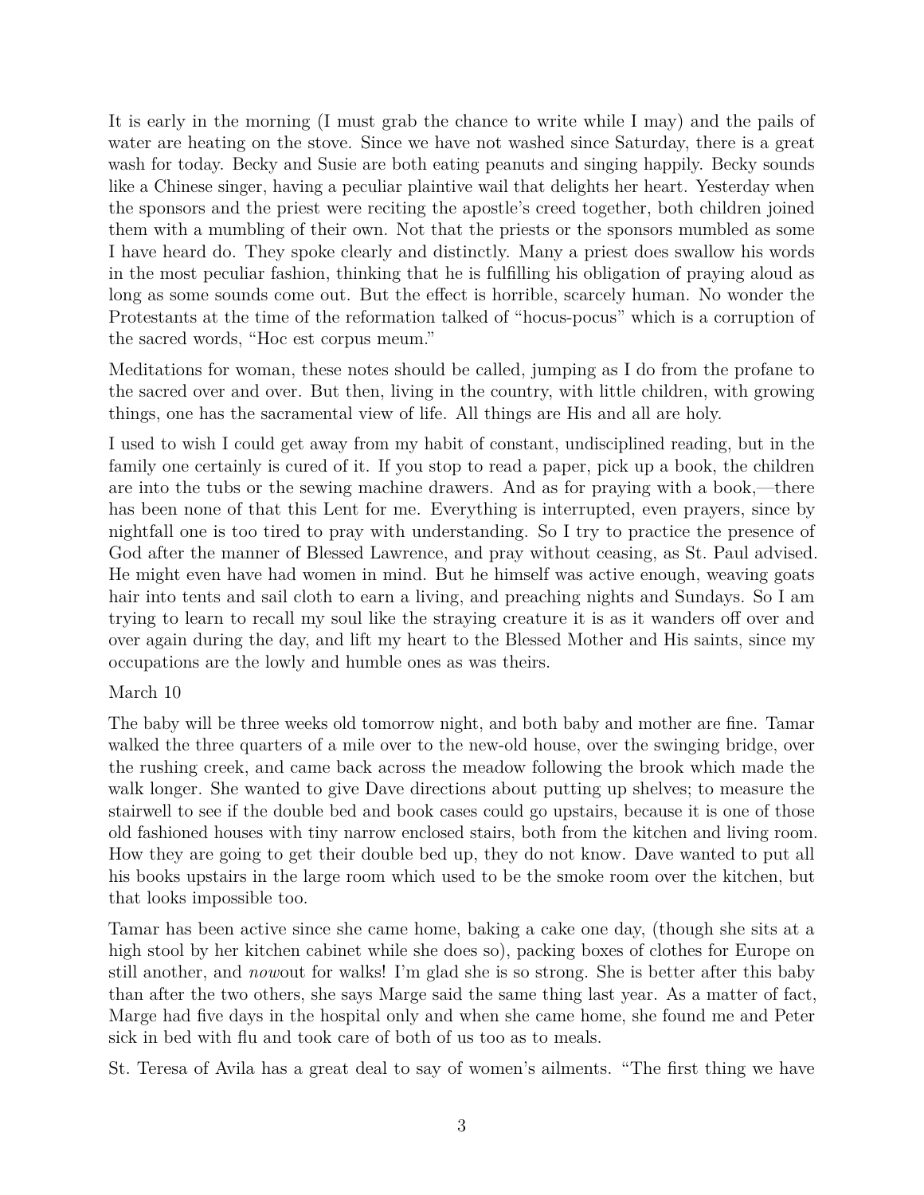It is early in the morning (I must grab the chance to write while I may) and the pails of water are heating on the stove. Since we have not washed since Saturday, there is a great wash for today. Becky and Susie are both eating peanuts and singing happily. Becky sounds like a Chinese singer, having a peculiar plaintive wail that delights her heart. Yesterday when the sponsors and the priest were reciting the apostle's creed together, both children joined them with a mumbling of their own. Not that the priests or the sponsors mumbled as some I have heard do. They spoke clearly and distinctly. Many a priest does swallow his words in the most peculiar fashion, thinking that he is fulfilling his obligation of praying aloud as long as some sounds come out. But the effect is horrible, scarcely human. No wonder the Protestants at the time of the reformation talked of "hocus-pocus" which is a corruption of the sacred words, "Hoc est corpus meum."

Meditations for woman, these notes should be called, jumping as I do from the profane to the sacred over and over. But then, living in the country, with little children, with growing things, one has the sacramental view of life. All things are His and all are holy.

I used to wish I could get away from my habit of constant, undisciplined reading, but in the family one certainly is cured of it. If you stop to read a paper, pick up a book, the children are into the tubs or the sewing machine drawers. And as for praying with a book,—there has been none of that this Lent for me. Everything is interrupted, even prayers, since by nightfall one is too tired to pray with understanding. So I try to practice the presence of God after the manner of Blessed Lawrence, and pray without ceasing, as St. Paul advised. He might even have had women in mind. But he himself was active enough, weaving goats hair into tents and sail cloth to earn a living, and preaching nights and Sundays. So I am trying to learn to recall my soul like the straying creature it is as it wanders off over and over again during the day, and lift my heart to the Blessed Mother and His saints, since my occupations are the lowly and humble ones as was theirs.

March 10

The baby will be three weeks old tomorrow night, and both baby and mother are fine. Tamar walked the three quarters of a mile over to the new-old house, over the swinging bridge, over the rushing creek, and came back across the meadow following the brook which made the walk longer. She wanted to give Dave directions about putting up shelves; to measure the stairwell to see if the double bed and book cases could go upstairs, because it is one of those old fashioned houses with tiny narrow enclosed stairs, both from the kitchen and living room. How they are going to get their double bed up, they do not know. Dave wanted to put all his books upstairs in the large room which used to be the smoke room over the kitchen, but that looks impossible too.

Tamar has been active since she came home, baking a cake one day, (though she sits at a high stool by her kitchen cabinet while she does so), packing boxes of clothes for Europe on still another, and *now*out for walks! I'm glad she is so strong. She is better after this baby than after the two others, she says Marge said the same thing last year. As a matter of fact, Marge had five days in the hospital only and when she came home, she found me and Peter sick in bed with flu and took care of both of us too as to meals.

St. Teresa of Avila has a great deal to say of women's ailments. "The first thing we have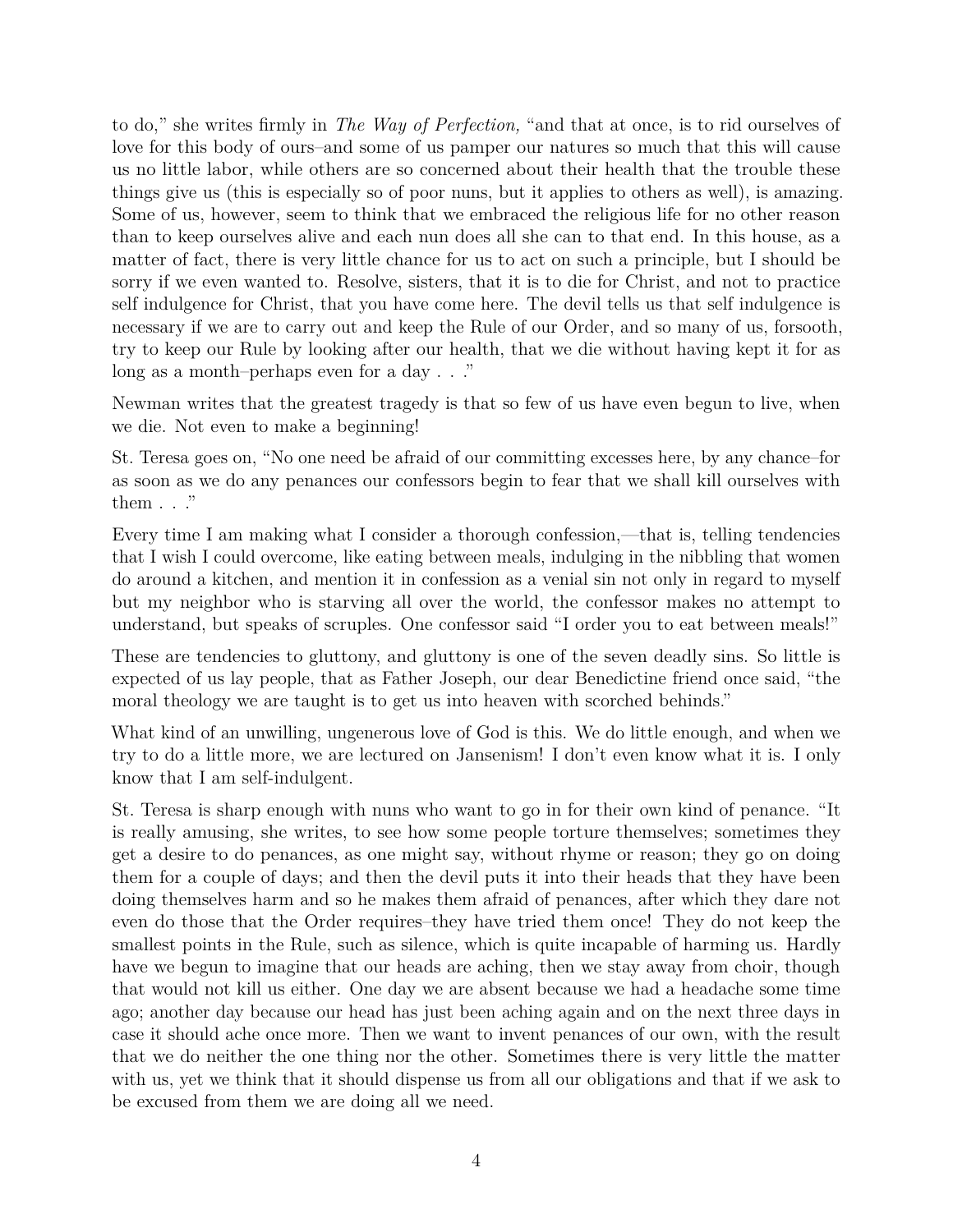to do," she writes firmly in *The Way of Perfection,* "and that at once, is to rid ourselves of love for this body of ours–and some of us pamper our natures so much that this will cause us no little labor, while others are so concerned about their health that the trouble these things give us (this is especially so of poor nuns, but it applies to others as well), is amazing. Some of us, however, seem to think that we embraced the religious life for no other reason than to keep ourselves alive and each nun does all she can to that end. In this house, as a matter of fact, there is very little chance for us to act on such a principle, but I should be sorry if we even wanted to. Resolve, sisters, that it is to die for Christ, and not to practice self indulgence for Christ, that you have come here. The devil tells us that self indulgence is necessary if we are to carry out and keep the Rule of our Order, and so many of us, forsooth, try to keep our Rule by looking after our health, that we die without having kept it for as long as a month–perhaps even for a day . . ."

Newman writes that the greatest tragedy is that so few of us have even begun to live, when we die. Not even to make a beginning!

St. Teresa goes on, "No one need be afraid of our committing excesses here, by any chance–for as soon as we do any penances our confessors begin to fear that we shall kill ourselves with them . . ."

Every time I am making what I consider a thorough confession,—that is, telling tendencies that I wish I could overcome, like eating between meals, indulging in the nibbling that women do around a kitchen, and mention it in confession as a venial sin not only in regard to myself but my neighbor who is starving all over the world, the confessor makes no attempt to understand, but speaks of scruples. One confessor said "I order you to eat between meals!"

These are tendencies to gluttony, and gluttony is one of the seven deadly sins. So little is expected of us lay people, that as Father Joseph, our dear Benedictine friend once said, "the moral theology we are taught is to get us into heaven with scorched behinds."

What kind of an unwilling, ungenerous love of God is this. We do little enough, and when we try to do a little more, we are lectured on Jansenism! I don't even know what it is. I only know that I am self-indulgent.

St. Teresa is sharp enough with nuns who want to go in for their own kind of penance. "It is really amusing, she writes, to see how some people torture themselves; sometimes they get a desire to do penances, as one might say, without rhyme or reason; they go on doing them for a couple of days; and then the devil puts it into their heads that they have been doing themselves harm and so he makes them afraid of penances, after which they dare not even do those that the Order requires–they have tried them once! They do not keep the smallest points in the Rule, such as silence, which is quite incapable of harming us. Hardly have we begun to imagine that our heads are aching, then we stay away from choir, though that would not kill us either. One day we are absent because we had a headache some time ago; another day because our head has just been aching again and on the next three days in case it should ache once more. Then we want to invent penances of our own, with the result that we do neither the one thing nor the other. Sometimes there is very little the matter with us, yet we think that it should dispense us from all our obligations and that if we ask to be excused from them we are doing all we need.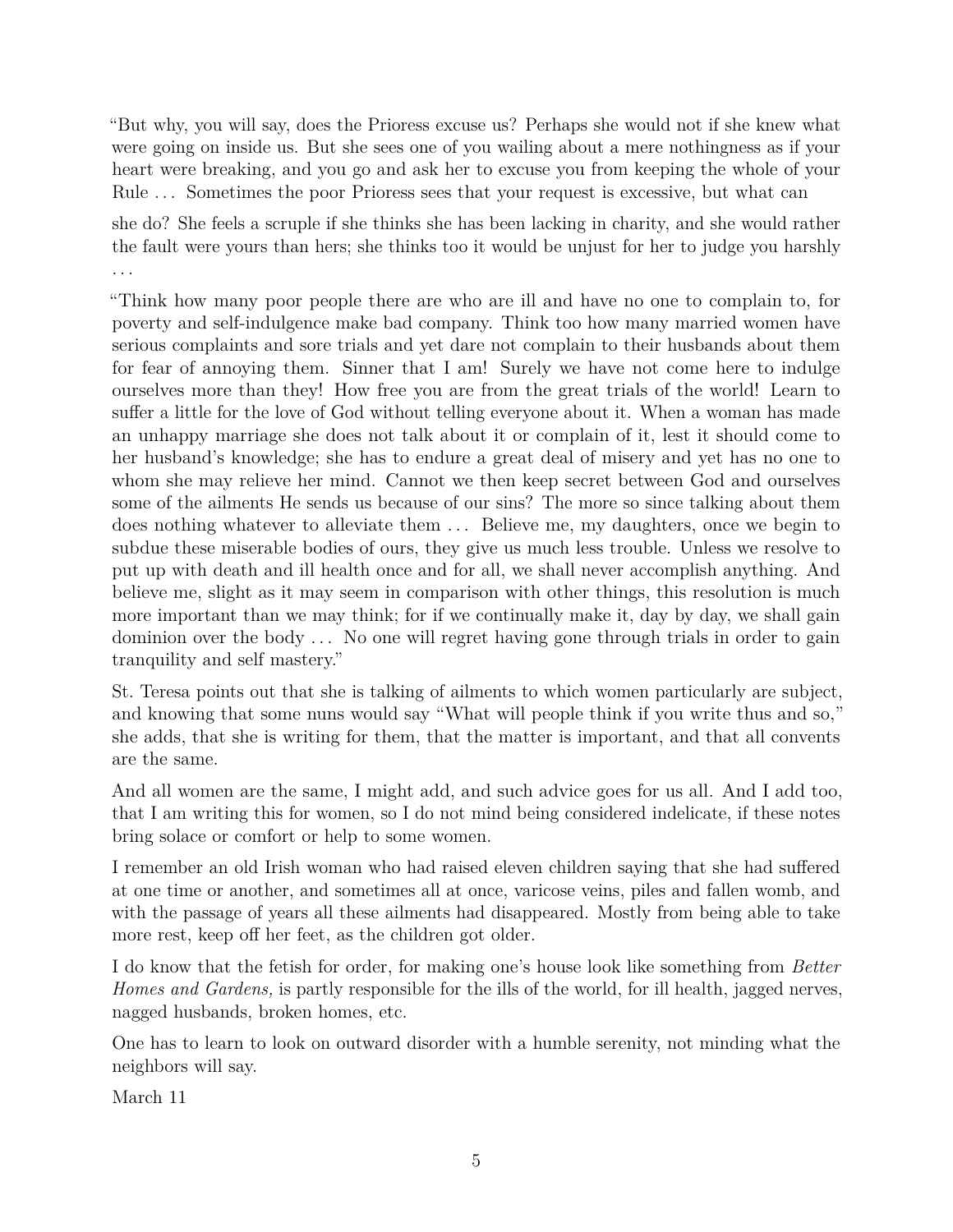"But why, you will say, does the Prioress excuse us? Perhaps she would not if she knew what were going on inside us. But she sees one of you wailing about a mere nothingness as if your heart were breaking, and you go and ask her to excuse you from keeping the whole of your Rule . . . Sometimes the poor Prioress sees that your request is excessive, but what can

she do? She feels a scruple if she thinks she has been lacking in charity, and she would rather the fault were yours than hers; she thinks too it would be unjust for her to judge you harshly . . .

"Think how many poor people there are who are ill and have no one to complain to, for poverty and self-indulgence make bad company. Think too how many married women have serious complaints and sore trials and yet dare not complain to their husbands about them for fear of annoying them. Sinner that I am! Surely we have not come here to indulge ourselves more than they! How free you are from the great trials of the world! Learn to suffer a little for the love of God without telling everyone about it. When a woman has made an unhappy marriage she does not talk about it or complain of it, lest it should come to her husband's knowledge; she has to endure a great deal of misery and yet has no one to whom she may relieve her mind. Cannot we then keep secret between God and ourselves some of the ailments He sends us because of our sins? The more so since talking about them does nothing whatever to alleviate them . . . Believe me, my daughters, once we begin to subdue these miserable bodies of ours, they give us much less trouble. Unless we resolve to put up with death and ill health once and for all, we shall never accomplish anything. And believe me, slight as it may seem in comparison with other things, this resolution is much more important than we may think; for if we continually make it, day by day, we shall gain dominion over the body . . . No one will regret having gone through trials in order to gain tranquility and self mastery."

St. Teresa points out that she is talking of ailments to which women particularly are subject, and knowing that some nuns would say "What will people think if you write thus and so," she adds, that she is writing for them, that the matter is important, and that all convents are the same.

And all women are the same, I might add, and such advice goes for us all. And I add too, that I am writing this for women, so I do not mind being considered indelicate, if these notes bring solace or comfort or help to some women.

I remember an old Irish woman who had raised eleven children saying that she had suffered at one time or another, and sometimes all at once, varicose veins, piles and fallen womb, and with the passage of years all these ailments had disappeared. Mostly from being able to take more rest, keep off her feet, as the children got older.

I do know that the fetish for order, for making one's house look like something from *Better Homes and Gardens,* is partly responsible for the ills of the world, for ill health, jagged nerves, nagged husbands, broken homes, etc.

One has to learn to look on outward disorder with a humble serenity, not minding what the neighbors will say.

March 11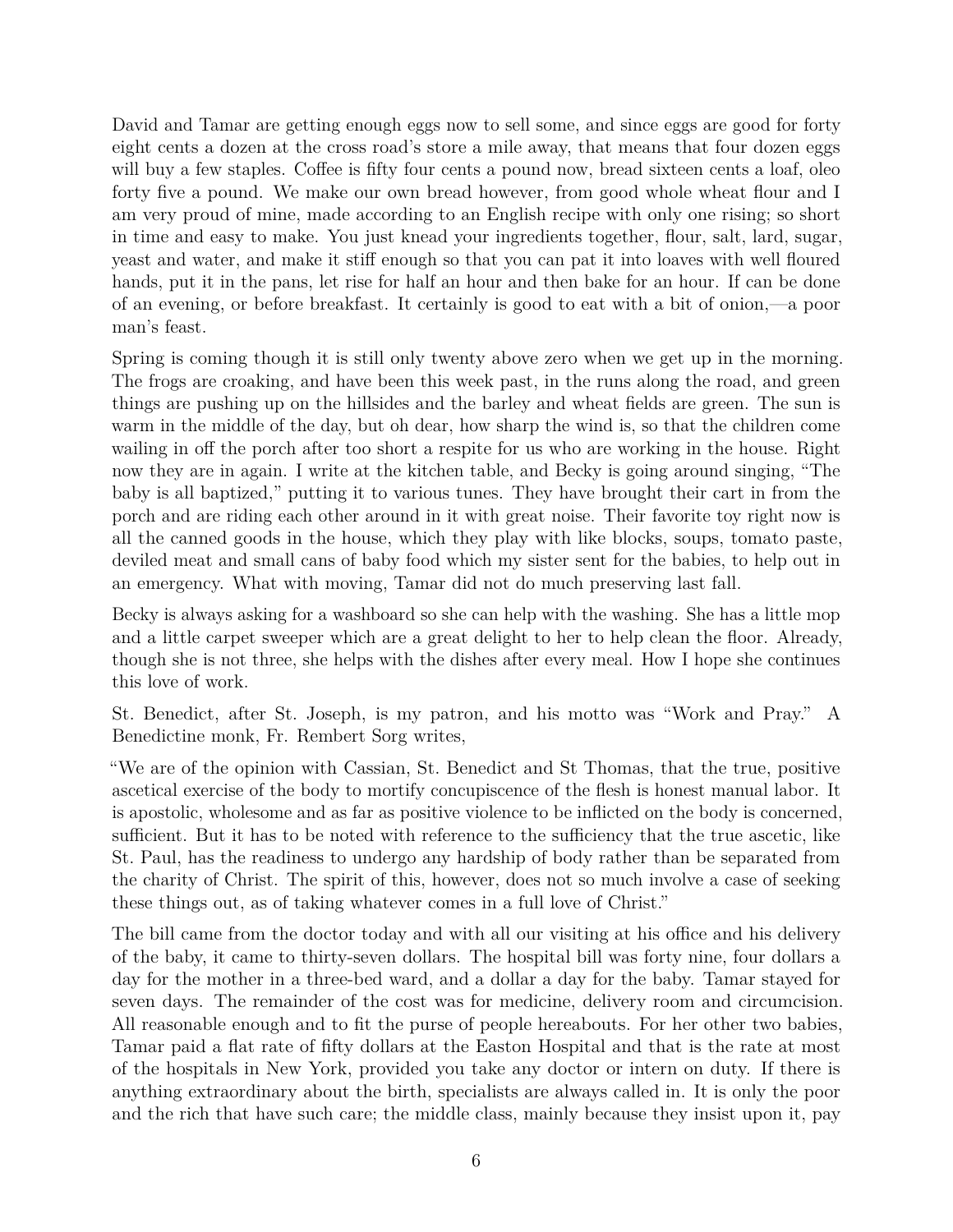David and Tamar are getting enough eggs now to sell some, and since eggs are good for forty eight cents a dozen at the cross road's store a mile away, that means that four dozen eggs will buy a few staples. Coffee is fifty four cents a pound now, bread sixteen cents a loaf, oleo forty five a pound. We make our own bread however, from good whole wheat flour and I am very proud of mine, made according to an English recipe with only one rising; so short in time and easy to make. You just knead your ingredients together, flour, salt, lard, sugar, yeast and water, and make it stiff enough so that you can pat it into loaves with well floured hands, put it in the pans, let rise for half an hour and then bake for an hour. If can be done of an evening, or before breakfast. It certainly is good to eat with a bit of onion,—a poor man's feast.

Spring is coming though it is still only twenty above zero when we get up in the morning. The frogs are croaking, and have been this week past, in the runs along the road, and green things are pushing up on the hillsides and the barley and wheat fields are green. The sun is warm in the middle of the day, but oh dear, how sharp the wind is, so that the children come wailing in off the porch after too short a respite for us who are working in the house. Right now they are in again. I write at the kitchen table, and Becky is going around singing, "The baby is all baptized," putting it to various tunes. They have brought their cart in from the porch and are riding each other around in it with great noise. Their favorite toy right now is all the canned goods in the house, which they play with like blocks, soups, tomato paste, deviled meat and small cans of baby food which my sister sent for the babies, to help out in an emergency. What with moving, Tamar did not do much preserving last fall.

Becky is always asking for a washboard so she can help with the washing. She has a little mop and a little carpet sweeper which are a great delight to her to help clean the floor. Already, though she is not three, she helps with the dishes after every meal. How I hope she continues this love of work.

St. Benedict, after St. Joseph, is my patron, and his motto was "Work and Pray." A Benedictine monk, Fr. Rembert Sorg writes,

"We are of the opinion with Cassian, St. Benedict and St Thomas, that the true, positive ascetical exercise of the body to mortify concupiscence of the flesh is honest manual labor. It is apostolic, wholesome and as far as positive violence to be inflicted on the body is concerned, sufficient. But it has to be noted with reference to the sufficiency that the true ascetic, like St. Paul, has the readiness to undergo any hardship of body rather than be separated from the charity of Christ. The spirit of this, however, does not so much involve a case of seeking these things out, as of taking whatever comes in a full love of Christ."

The bill came from the doctor today and with all our visiting at his office and his delivery of the baby, it came to thirty-seven dollars. The hospital bill was forty nine, four dollars a day for the mother in a three-bed ward, and a dollar a day for the baby. Tamar stayed for seven days. The remainder of the cost was for medicine, delivery room and circumcision. All reasonable enough and to fit the purse of people hereabouts. For her other two babies, Tamar paid a flat rate of fifty dollars at the Easton Hospital and that is the rate at most of the hospitals in New York, provided you take any doctor or intern on duty. If there is anything extraordinary about the birth, specialists are always called in. It is only the poor and the rich that have such care; the middle class, mainly because they insist upon it, pay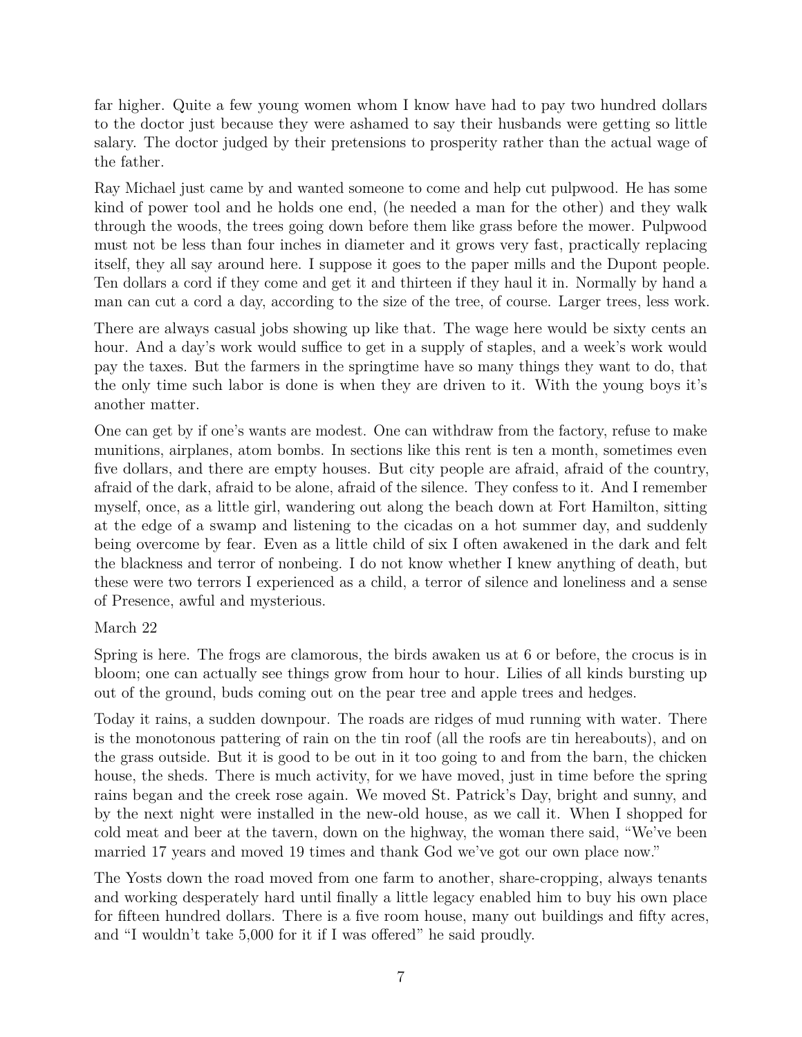far higher. Quite a few young women whom I know have had to pay two hundred dollars to the doctor just because they were ashamed to say their husbands were getting so little salary. The doctor judged by their pretensions to prosperity rather than the actual wage of the father.

Ray Michael just came by and wanted someone to come and help cut pulpwood. He has some kind of power tool and he holds one end, (he needed a man for the other) and they walk through the woods, the trees going down before them like grass before the mower. Pulpwood must not be less than four inches in diameter and it grows very fast, practically replacing itself, they all say around here. I suppose it goes to the paper mills and the Dupont people. Ten dollars a cord if they come and get it and thirteen if they haul it in. Normally by hand a man can cut a cord a day, according to the size of the tree, of course. Larger trees, less work.

There are always casual jobs showing up like that. The wage here would be sixty cents an hour. And a day's work would suffice to get in a supply of staples, and a week's work would pay the taxes. But the farmers in the springtime have so many things they want to do, that the only time such labor is done is when they are driven to it. With the young boys it's another matter.

One can get by if one's wants are modest. One can withdraw from the factory, refuse to make munitions, airplanes, atom bombs. In sections like this rent is ten a month, sometimes even five dollars, and there are empty houses. But city people are afraid, afraid of the country, afraid of the dark, afraid to be alone, afraid of the silence. They confess to it. And I remember myself, once, as a little girl, wandering out along the beach down at Fort Hamilton, sitting at the edge of a swamp and listening to the cicadas on a hot summer day, and suddenly being overcome by fear. Even as a little child of six I often awakened in the dark and felt the blackness and terror of nonbeing. I do not know whether I knew anything of death, but these were two terrors I experienced as a child, a terror of silence and loneliness and a sense of Presence, awful and mysterious.

March 22

Spring is here. The frogs are clamorous, the birds awaken us at 6 or before, the crocus is in bloom; one can actually see things grow from hour to hour. Lilies of all kinds bursting up out of the ground, buds coming out on the pear tree and apple trees and hedges.

Today it rains, a sudden downpour. The roads are ridges of mud running with water. There is the monotonous pattering of rain on the tin roof (all the roofs are tin hereabouts), and on the grass outside. But it is good to be out in it too going to and from the barn, the chicken house, the sheds. There is much activity, for we have moved, just in time before the spring rains began and the creek rose again. We moved St. Patrick's Day, bright and sunny, and by the next night were installed in the new-old house, as we call it. When I shopped for cold meat and beer at the tavern, down on the highway, the woman there said, "We've been married 17 years and moved 19 times and thank God we've got our own place now."

The Yosts down the road moved from one farm to another, share-cropping, always tenants and working desperately hard until finally a little legacy enabled him to buy his own place for fifteen hundred dollars. There is a five room house, many out buildings and fifty acres, and "I wouldn't take 5,000 for it if I was offered" he said proudly.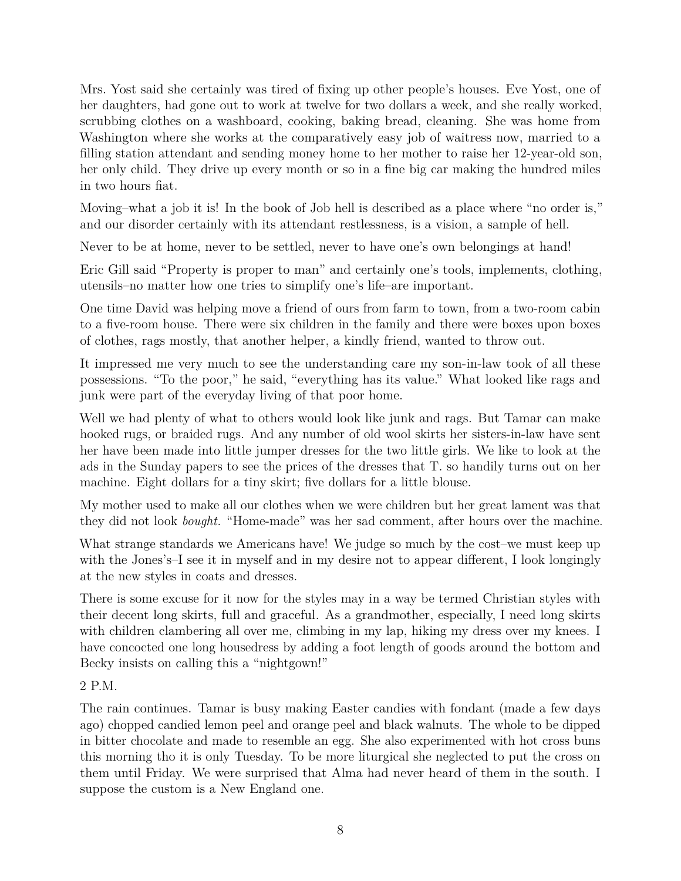Mrs. Yost said she certainly was tired of fixing up other people's houses. Eve Yost, one of her daughters, had gone out to work at twelve for two dollars a week, and she really worked, scrubbing clothes on a washboard, cooking, baking bread, cleaning. She was home from Washington where she works at the comparatively easy job of waitress now, married to a filling station attendant and sending money home to her mother to raise her 12-year-old son, her only child. They drive up every month or so in a fine big car making the hundred miles in two hours fiat.

Moving–what a job it is! In the book of Job hell is described as a place where "no order is," and our disorder certainly with its attendant restlessness, is a vision, a sample of hell.

Never to be at home, never to be settled, never to have one's own belongings at hand!

Eric Gill said "Property is proper to man" and certainly one's tools, implements, clothing, utensils–no matter how one tries to simplify one's life–are important.

One time David was helping move a friend of ours from farm to town, from a two-room cabin to a five-room house. There were six children in the family and there were boxes upon boxes of clothes, rags mostly, that another helper, a kindly friend, wanted to throw out.

It impressed me very much to see the understanding care my son-in-law took of all these possessions. "To the poor," he said, "everything has its value." What looked like rags and junk were part of the everyday living of that poor home.

Well we had plenty of what to others would look like junk and rags. But Tamar can make hooked rugs, or braided rugs. And any number of old wool skirts her sisters-in-law have sent her have been made into little jumper dresses for the two little girls. We like to look at the ads in the Sunday papers to see the prices of the dresses that T. so handily turns out on her machine. Eight dollars for a tiny skirt; five dollars for a little blouse.

My mother used to make all our clothes when we were children but her great lament was that they did not look *bought.* "Home-made" was her sad comment, after hours over the machine.

What strange standards we Americans have! We judge so much by the cost–we must keep up with the Jones's–I see it in myself and in my desire not to appear different, I look longingly at the new styles in coats and dresses.

There is some excuse for it now for the styles may in a way be termed Christian styles with their decent long skirts, full and graceful. As a grandmother, especially, I need long skirts with children clambering all over me, climbing in my lap, hiking my dress over my knees. I have concocted one long housedress by adding a foot length of goods around the bottom and Becky insists on calling this a "nightgown!"

2 P.M.

The rain continues. Tamar is busy making Easter candies with fondant (made a few days ago) chopped candied lemon peel and orange peel and black walnuts. The whole to be dipped in bitter chocolate and made to resemble an egg. She also experimented with hot cross buns this morning tho it is only Tuesday. To be more liturgical she neglected to put the cross on them until Friday. We were surprised that Alma had never heard of them in the south. I suppose the custom is a New England one.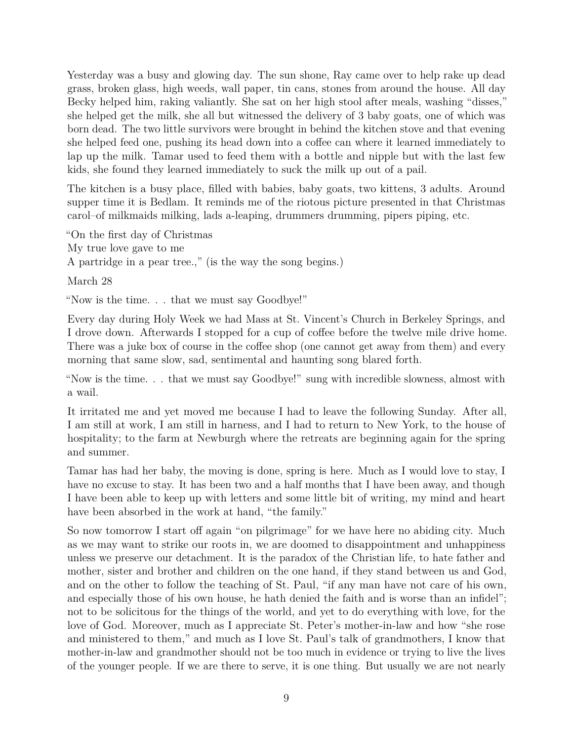Yesterday was a busy and glowing day. The sun shone, Ray came over to help rake up dead grass, broken glass, high weeds, wall paper, tin cans, stones from around the house. All day Becky helped him, raking valiantly. She sat on her high stool after meals, washing "disses," she helped get the milk, she all but witnessed the delivery of 3 baby goats, one of which was born dead. The two little survivors were brought in behind the kitchen stove and that evening she helped feed one, pushing its head down into a coffee can where it learned immediately to lap up the milk. Tamar used to feed them with a bottle and nipple but with the last few kids, she found they learned immediately to suck the milk up out of a pail.

The kitchen is a busy place, filled with babies, baby goats, two kittens, 3 adults. Around supper time it is Bedlam. It reminds me of the riotous picture presented in that Christmas carol–of milkmaids milking, lads a-leaping, drummers drumming, pipers piping, etc.

"On the first day of Christmas  
My true love gave to me  
A partridge in a pear tree.," (is the way the song begins.)

March 28

"Now is the time. . . that we must say Goodbye!"

Every day during Holy Week we had Mass at St. Vincent's Church in Berkeley Springs, and I drove down. Afterwards I stopped for a cup of coffee before the twelve mile drive home. There was a juke box of course in the coffee shop (one cannot get away from them) and every morning that same slow, sad, sentimental and haunting song blared forth.

"Now is the time. . . that we must say Goodbye!" sung with incredible slowness, almost with a wail.

It irritated me and yet moved me because I had to leave the following Sunday. After all, I am still at work, I am still in harness, and I had to return to New York, to the house of hospitality; to the farm at Newburgh where the retreats are beginning again for the spring and summer.

Tamar has had her baby, the moving is done, spring is here. Much as I would love to stay, I have no excuse to stay. It has been two and a half months that I have been away, and though I have been able to keep up with letters and some little bit of writing, my mind and heart have been absorbed in the work at hand, "the family."

So now tomorrow I start off again "on pilgrimage" for we have here no abiding city. Much as we may want to strike our roots in, we are doomed to disappointment and unhappiness unless we preserve our detachment. It is the paradox of the Christian life, to hate father and mother, sister and brother and children on the one hand, if they stand between us and God, and on the other to follow the teaching of St. Paul, "if any man have not care of his own, and especially those of his own house, he hath denied the faith and is worse than an infidel"; not to be solicitous for the things of the world, and yet to do everything with love, for the love of God. Moreover, much as I appreciate St. Peter's mother-in-law and how "she rose and ministered to them," and much as I love St. Paul's talk of grandmothers, I know that mother-in-law and grandmother should not be too much in evidence or trying to live the lives of the younger people. If we are there to serve, it is one thing. But usually we are not nearly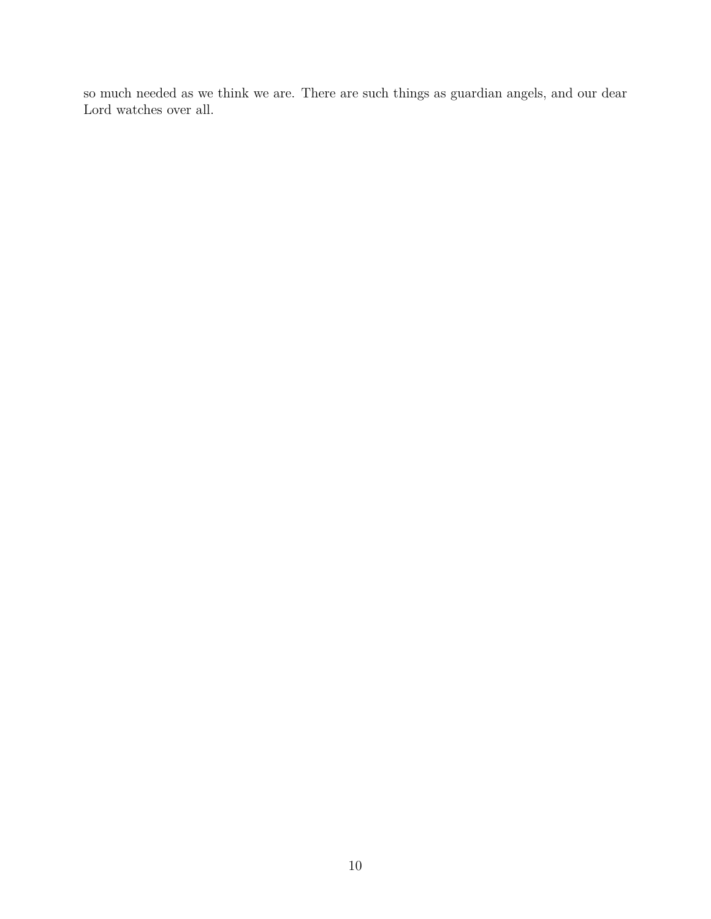so much needed as we think we are. There are such things as guardian angels, and our dear Lord watches over all.